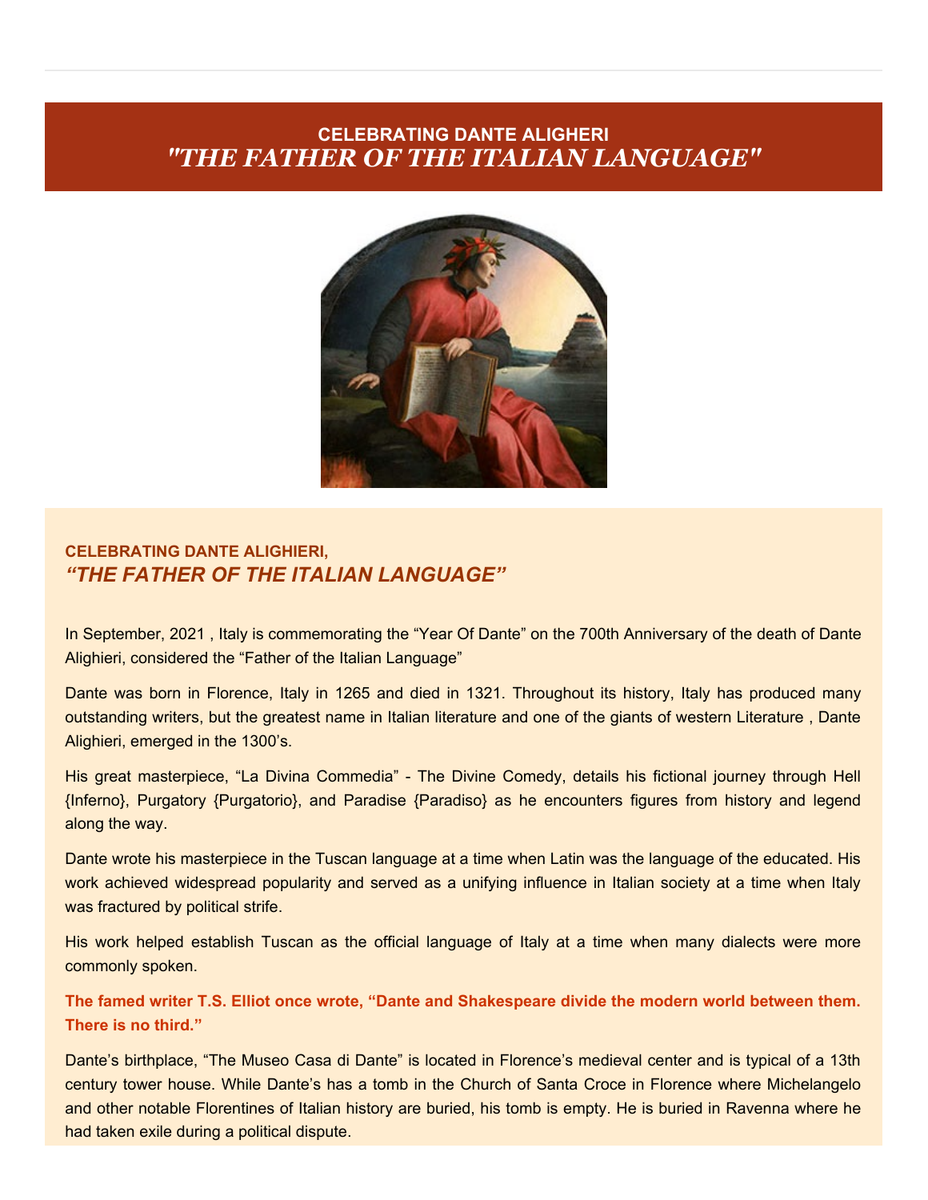# CELEBRATING DANTE ALIGHERI
# *"THE FATHER OF THE ITALIAN LANGUAGE"*

## CELEBRATING DANTE ALIGHIERI,
## *"THE FATHER OF THE ITALIAN LANGUAGE"*

In September, 2021 , Italy is commemorating the "Year Of Dante" on the 700th Anniversary of the death of Dante Alighieri, considered the "Father of the Italian Language"

Dante was born in Florence, Italy in 1265 and died in 1321. Throughout its history, Italy has produced many outstanding writers, but the greatest name in Italian literature and one of the giants of western Literature , Dante Alighieri, emerged in the 1300's.

His great masterpiece, "La Divina Commedia" - The Divine Comedy, details his fictional journey through Hell {Inferno}, Purgatory {Purgatorio}, and Paradise {Paradiso} as he encounters figures from history and legend along the way.

Dante wrote his masterpiece in the Tuscan language at a time when Latin was the language of the educated. His work achieved widespread popularity and served as a unifying influence in Italian society at a time when Italy was fractured by political strife.

His work helped establish Tuscan as the official language of Italy at a time when many dialects were more commonly spoken.

**The famed writer T.S. Elliot once wrote, "Dante and Shakespeare divide the modern world between them. There is no third."**

Dante's birthplace, "The Museo Casa di Dante" is located in Florence's medieval center and is typical of a 13th century tower house. While Dante's has a tomb in the Church of Santa Croce in Florence where Michelangelo and other notable Florentines of Italian history are buried, his tomb is empty. He is buried in Ravenna where he had taken exile during a political dispute.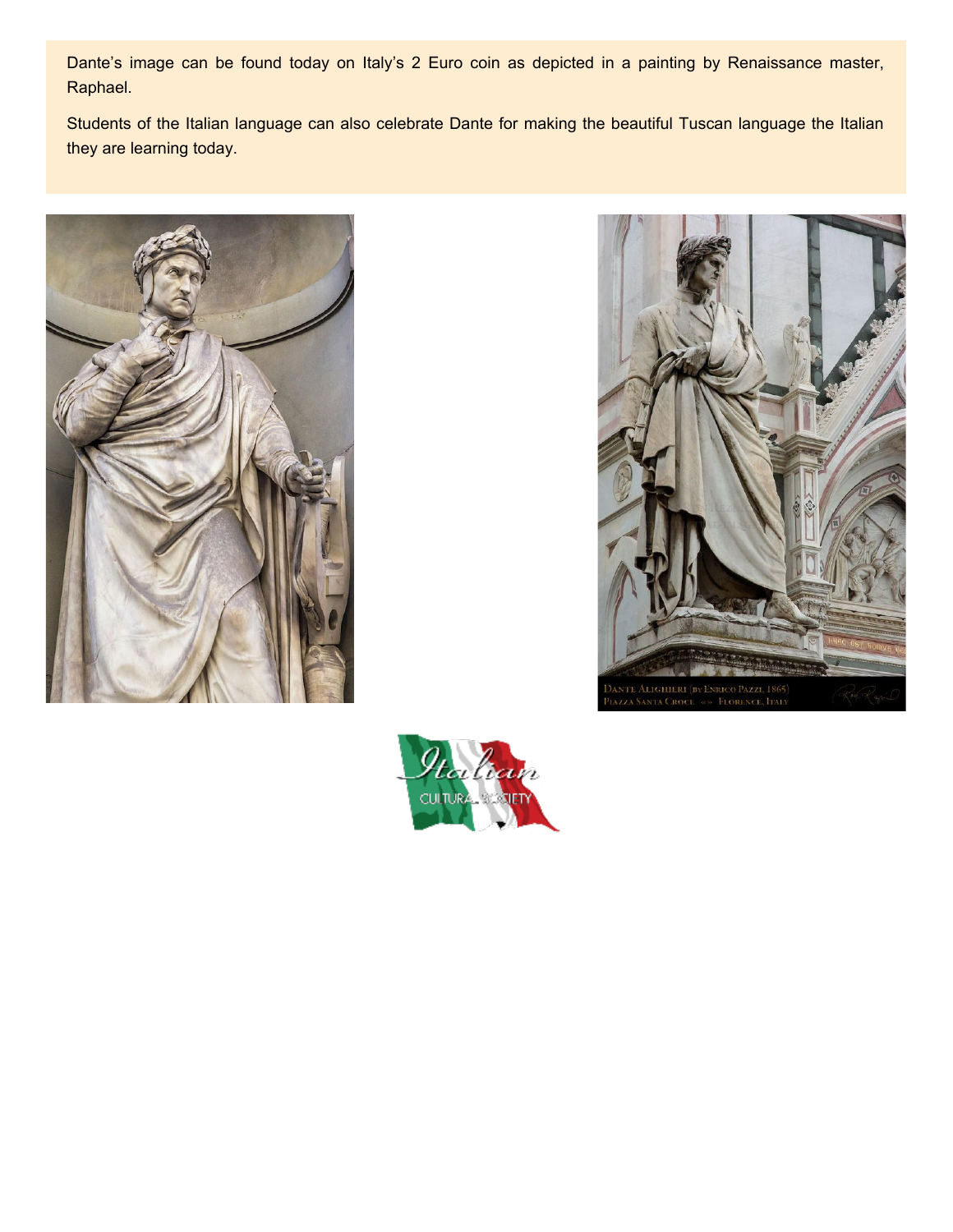Dante's image can be found today on Italy's 2 Euro coin as depicted in a painting by Renaissance master, Raphael.

Students of the Italian language can also celebrate Dante for making the beautiful Tuscan language the Italian they are learning today.